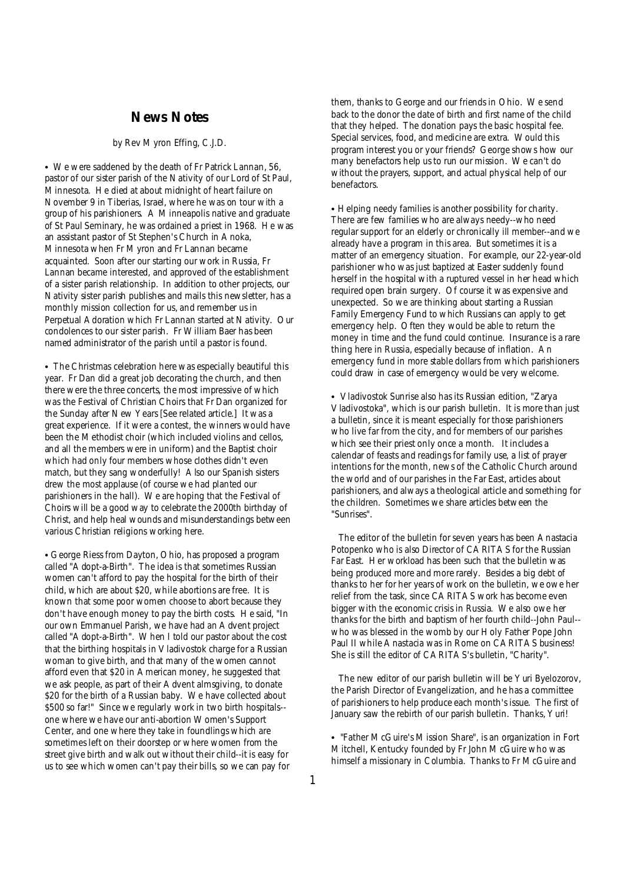## News Notes

by Rev Myron Effing, C.J.D.

- We were saddened by the death of Fr Patrick Lannan, 56, pastor of our sister parish of the Nativity of our Lord of St Paul, Minnesota. He died at about midnight of heart failure on November 9 in Tiberias, Israel, where he was on tour with a group of his parishioners. A Minneapolis native and graduate of St Paul Seminary, he was ordained a priest in 1968. He was an assistant pastor of St Stephen's Church in Anoka, Minnesota when Fr Myron and Fr Lannan became acquainted. Soon after our starting our work in Russia, Fr Lannan became interested, and approved of the establishment of a sister parish relationship. In addition to other projects, our Nativity sister parish publishes and mails this newsletter, has a monthly mission collection for us, and remember us in Perpetual Adoration which Fr Lannan started at Nativity. Our condolences to our sister parish. Fr William Baer has been named administrator of the parish until a pastor is found.

- The Christmas celebration here was especially beautiful this year. Fr Dan did a great job decorating the church, and then there were the three concerts, the most impressive of which was the Festival of Christian Choirs that Fr Dan organized for the Sunday after New Years [See related article.] It was a great experience. If it were a contest, the winners would have been the Methodist choir (which included violins and cellos, and all the members were in uniform) and the Baptist choir which had only four members whose clothes didn't even match, but they sang wonderfully! Also our Spanish sisters drew the most applause (of course we had planted our parishioners in the hall). We are hoping that the Festival of Choirs will be a good way to celebrate the 2000th birthday of Christ, and help heal wounds and misunderstandings between various Christian religions working here.

- George Riess from Dayton, Ohio, has proposed a program called "Adopt-a-Birth". The idea is that sometimes Russian women can't afford to pay the hospital for the birth of their child, which are about $20, while abortions are free. It is known that some poor women choose to abort because they don't have enough money to pay the birth costs. He said, "In our own Emmanuel Parish, we have had an Advent project called "Adopt-a-Birth". When I told our pastor about the cost that the birthing hospitals in Vladivostok charge for a Russian woman to give birth, and that many of the women cannot afford even that $20 in American money, he suggested that we ask people, as part of their Advent almsgiving, to donate $20 for the birth of a Russian baby. We have collected about $500 so far!" Since we regularly work in two birth hospitals--one where we have our anti-abortion Women's Support Center, and one where they take in foundlings which are sometimes left on their doorstep or where women from the street give birth and walk out without their child--it is easy for us to see which women can't pay their bills, so we can pay for them, thanks to George and our friends in Ohio. We send back to the donor the date of birth and first name of the child that they helped. The donation pays the basic hospital fee. Special services, food, and medicine are extra. Would this program interest you or your friends? George shows how our many benefactors help us to run our mission. We can't do without the prayers, support, and actual physical help of our benefactors.

- Helping needy families is another possibility for charity. There are few families who are always needy--who need regular support for an elderly or chronically ill member--and we already have a program in this area. But sometimes it is a matter of an emergency situation. For example, our 22-year-old parishioner who was just baptized at Easter suddenly found herself in the hospital with a ruptured vessel in her head which required open brain surgery. Of course it was expensive and unexpected. So we are thinking about starting a Russian Family Emergency Fund to which Russians can apply to get emergency help. Often they would be able to return the money in time and the fund could continue. Insurance is a rare thing here in Russia, especially because of inflation. An emergency fund in more stable dollars from which parishioners could draw in case of emergency would be very welcome.

- Vladivostok Sunrise also has its Russian edition, "Zarya Vladivostoka", which is our parish bulletin. It is more than just a bulletin, since it is meant especially for those parishioners who live far from the city, and for members of our parishes which see their priest only once a month. It includes a calendar of feasts and readings for family use, a list of prayer intentions for the month, news of the Catholic Church around the world and of our parishes in the Far East, articles about parishioners, and always a theological article and something for the children. Sometimes we share articles between the "Sunrises".

The editor of the bulletin for seven years has been Anastacia Potopenko who is also Director of CARITAS for the Russian Far East. Her workload has been such that the bulletin was being produced more and more rarely. Besides a big debt of thanks to her for her years of work on the bulletin, we owe her relief from the task, since CARITAS work has become even bigger with the economic crisis in Russia. We also owe her thanks for the birth and baptism of her fourth child--John Paul--who was blessed in the womb by our Holy Father Pope John Paul II while Anastacia was in Rome on CARITAS business! She is still the editor of CARITAS's bulletin, "Charity".

The new editor of our parish bulletin will be Yuri Byelozorov, the Parish Director of Evangelization, and he has a committee of parishioners to help produce each month's issue. The first of January saw the rebirth of our parish bulletin. Thanks, Yuri!

- "Father McGuire's Mission Share", is an organization in Fort Mitchell, Kentucky founded by Fr John McGuire who was himself a missionary in Columbia. Thanks to Fr McGuire and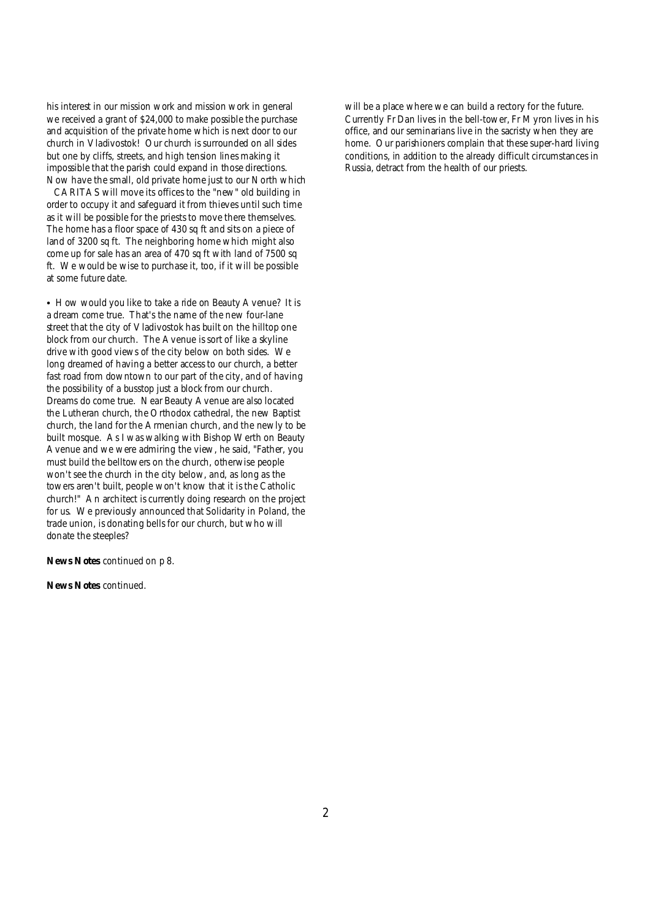his interest in our mission work and mission work in general we received a grant of $24,000 to make possible the purchase and acquisition of the private home which is next door to our church in Vladivostok! Our church is surrounded on all sides but one by cliffs, streets, and high tension lines making it impossible that the parish could expand in those directions. Now have the small, old private home just to our North which CARITAS will move its offices to the "new" old building in order to occupy it and safeguard it from thieves until such time as it will be possible for the priests to move there themselves. The home has a floor space of 430 sq ft and sits on a piece of land of 3200 sq ft. The neighboring home which might also come up for sale has an area of 470 sq ft with land of 7500 sq ft. We would be wise to purchase it, too, if it will be possible at some future date.

• How would you like to take a ride on Beauty Avenue? It is a dream come true. That's the name of the new four-lane street that the city of Vladivostok has built on the hilltop one block from our church. The Avenue is sort of like a skyline drive with good views of the city below on both sides. We long dreamed of having a better access to our church, a better fast road from downtown to our part of the city, and of having the possibility of a busstop just a block from our church. Dreams do come true. Near Beauty Avenue are also located the Lutheran church, the Orthodox cathedral, the new Baptist church, the land for the Armenian church, and the newly to be built mosque. As I was walking with Bishop Werth on Beauty Avenue and we were admiring the view, he said, "Father, you must build the belltowers on the church, otherwise people won't see the church in the city below, and, as long as the towers aren't built, people won't know that it is the Catholic church!" An architect is currently doing research on the project for us. We previously announced that Solidarity in Poland, the trade union, is donating bells for our church, but who will donate the steeples?

**News Notes** continued on p 8.

**News Notes** continued.

will be a place where we can build a rectory for the future. Currently Fr Dan lives in the bell-tower, Fr Myron lives in his office, and our seminarians live in the sacristy when they are home. Our parishioners complain that these super-hard living conditions, in addition to the already difficult circumstances in Russia, detract from the health of our priests.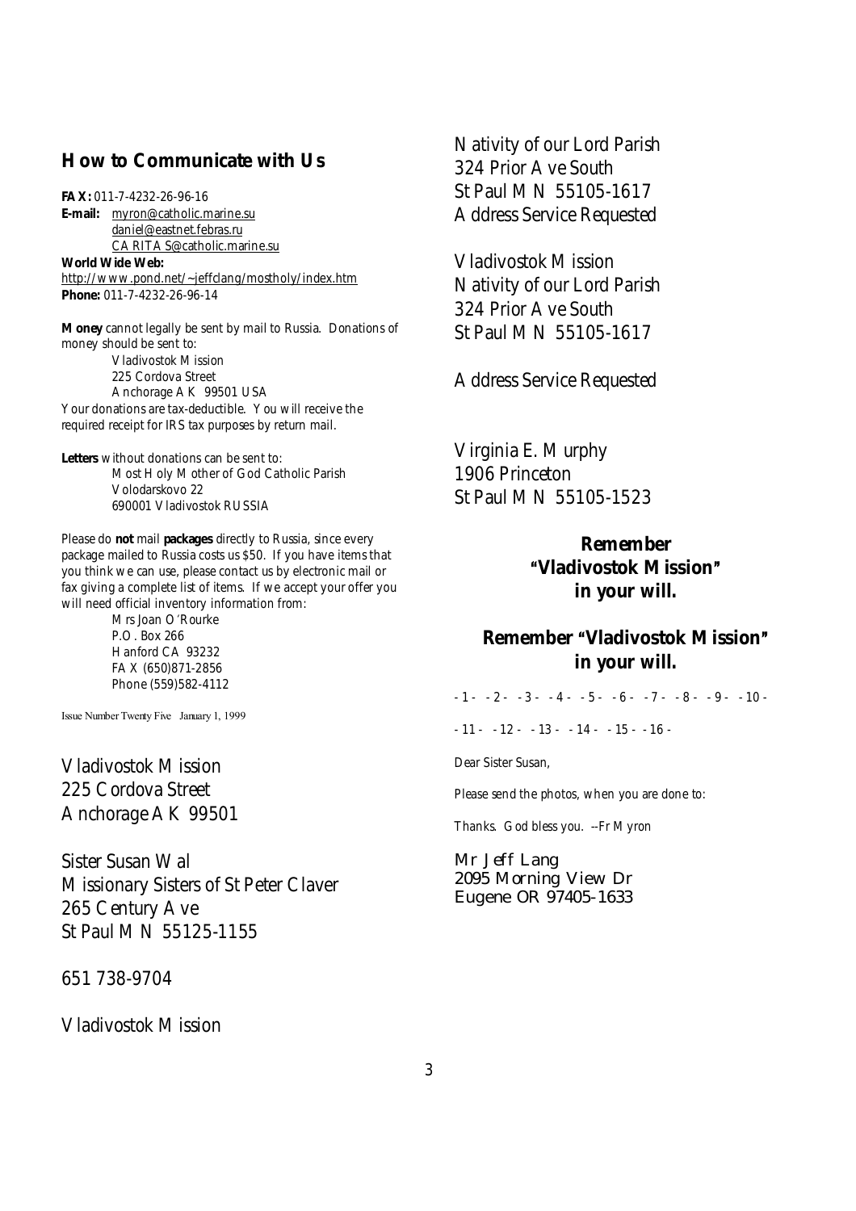## How to Communicate with Us

**FAX:** 011-7-4232-26-96-16
**E-mail:** myron@catholic.marine.su
daniel@eastnet.febras.ru
CARITAS@catholic.marine.su
**World Wide Web:**
http://www.pond.net/~jeffclang/mostholy/index.htm
**Phone:** 011-7-4232-26-96-14

**Money** cannot legally be sent by mail to Russia. Donations of money should be sent to:

Vladivostok Mission
225 Cordova Street
Anchorage AK 99501 USA

Your donations are tax-deductible. You will receive the required receipt for IRS tax purposes by return mail.

**Letters** without donations can be sent to:

Most Holy Mother of God Catholic Parish
Volodarskovo 22
690001 Vladivostok RUSSIA

Please do **not** mail **packages** directly to Russia, since every package mailed to Russia costs us $50. If you have items that you think we can use, please contact us by electronic mail or fax giving a complete list of items. If we accept your offer you will need official inventory information from:

Mrs Joan O'Rourke
P.O. Box 266
Hanford CA 93232
FAX (650)871-2856
Phone (559)582-4112

Issue Number Twenty Five January 1, 1999

Vladivostok Mission
225 Cordova Street
Anchorage AK 99501

Sister Susan Wal
Missionary Sisters of St Peter Claver
265 Century Ave
St Paul MN 55125-1155

651 738-9704

Vladivostok Mission

Nativity of our Lord Parish
324 Prior Ave South
St Paul MN 55105-1617
Address Service Requested

Vladivostok Mission
Nativity of our Lord Parish
324 Prior Ave South
St Paul MN 55105-1617

Address Service Requested

Virginia E. Murphy
1906 Princeton
St Paul MN 55105-1523

**Remember "Vladivostok Mission" in your will.**

**Remember "Vladivostok Mission" in your will.**

- 1 - - 2 - - 3 - - 4 - - 5 - - 6 - - 7 - - 8 - - 9 - - 10 -

- 11 - - 12 - - 13 - - 14 - - 15 - - 16 -

Dear Sister Susan,

Please send the photos, when you are done to:

Thanks. God bless you. --Fr Myron

Mr Jeff Lang
2095 Morning View Dr
Eugene OR 97405-1633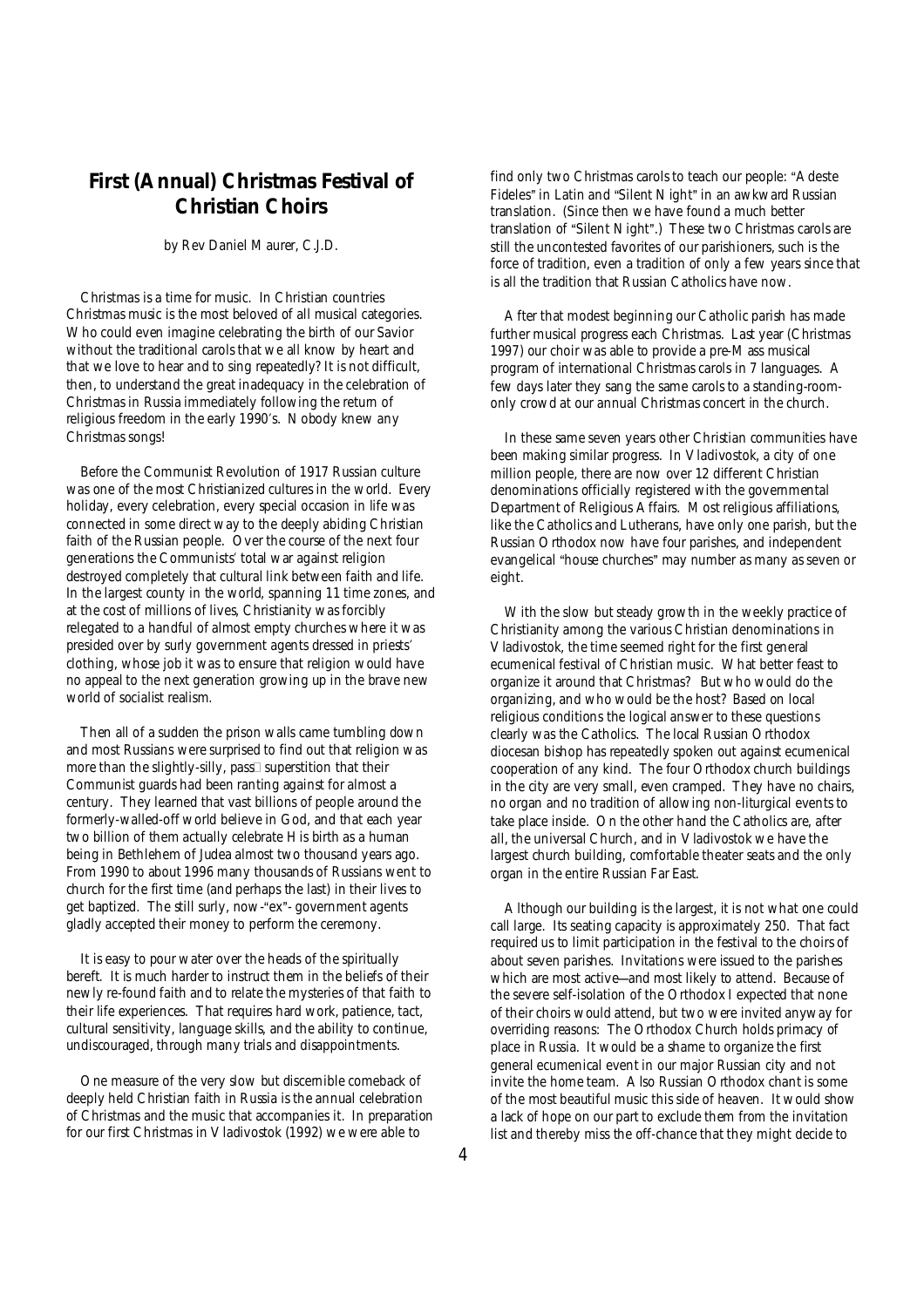# First (Annual) Christmas Festival of Christian Choirs

by Rev Daniel Maurer, C.J.D.

Christmas is a time for music. In Christian countries Christmas music is the most beloved of all musical categories. Who could even imagine celebrating the birth of our Savior without the traditional carols that we all know by heart and that we love to hear and to sing repeatedly? It is not difficult, then, to understand the great inadequacy in the celebration of Christmas in Russia immediately following the return of religious freedom in the early 1990's. Nobody knew any Christmas songs!

Before the Communist Revolution of 1917 Russian culture was one of the most Christianized cultures in the world. Every holiday, every celebration, every special occasion in life was connected in some direct way to the deeply abiding Christian faith of the Russian people. Over the course of the next four generations the Communists' total war against religion destroyed completely that cultural link between faith and life. In the largest county in the world, spanning 11 time zones, and at the cost of millions of lives, Christianity was forcibly relegated to a handful of almost empty churches where it was presided over by surly government agents dressed in priests' clothing, whose job it was to ensure that religion would have no appeal to the next generation growing up in the brave new world of socialist realism.

Then all of a sudden the prison walls came tumbling down and most Russians were surprised to find out that religion was more than the slightly-silly, pass superstition that their Communist guards had been ranting against for almost a century. They learned that vast billions of people around the formerly-walled-off world believe in God, and that each year two billion of them actually celebrate His birth as a human being in Bethlehem of Judea almost two thousand years ago. From 1990 to about 1996 many thousands of Russians went to church for the first time (and perhaps the last) in their lives to get baptized. The still surly, now-"ex"- government agents gladly accepted their money to perform the ceremony.

It is easy to pour water over the heads of the spiritually bereft. It is much harder to instruct them in the beliefs of their newly re-found faith and to relate the mysteries of that faith to their life experiences. That requires hard work, patience, tact, cultural sensitivity, language skills, and the ability to continue, undiscouraged, through many trials and disappointments.

One measure of the very slow but discernible comeback of deeply held Christian faith in Russia is the annual celebration of Christmas and the music that accompanies it. In preparation for our first Christmas in Vladivostok (1992) we were able to find only two Christmas carols to teach our people: "Adeste Fideles" in Latin and "Silent Night" in an awkward Russian translation. (Since then we have found a much better translation of "Silent Night".) These two Christmas carols are still the uncontested favorites of our parishioners, such is the force of tradition, even a tradition of only a few years since that is all the tradition that Russian Catholics have now.

After that modest beginning our Catholic parish has made further musical progress each Christmas. Last year (Christmas 1997) our choir was able to provide a pre-Mass musical program of international Christmas carols in 7 languages. A few days later they sang the same carols to a standing-room-only crowd at our annual Christmas concert in the church.

In these same seven years other Christian communities have been making similar progress. In Vladivostok, a city of one million people, there are now over 12 different Christian denominations officially registered with the governmental Department of Religious Affairs. Most religious affiliations, like the Catholics and Lutherans, have only one parish, but the Russian Orthodox now have four parishes, and independent evangelical "house churches" may number as many as seven or eight.

With the slow but steady growth in the weekly practice of Christianity among the various Christian denominations in Vladivostok, the time seemed right for the first general ecumenical festival of Christian music. What better feast to organize it around that Christmas? But who would do the organizing, and who would be the host? Based on local religious conditions the logical answer to these questions clearly was the Catholics. The local Russian Orthodox diocesan bishop has repeatedly spoken out against ecumenical cooperation of any kind. The four Orthodox church buildings in the city are very small, even cramped. They have no chairs, no organ and no tradition of allowing non-liturgical events to take place inside. On the other hand the Catholics are, after all, the universal Church, and in Vladivostok we have the largest church building, comfortable theater seats and the only organ in the entire Russian Far East.

Although our building is the largest, it is not what one could call large. Its seating capacity is approximately 250. That fact required us to limit participation in the festival to the choirs of about seven parishes. Invitations were issued to the parishes which are most active—and most likely to attend. Because of the severe self-isolation of the Orthodox I expected that none of their choirs would attend, but two were invited anyway for overriding reasons: The Orthodox Church holds primacy of place in Russia. It would be a shame to organize the first general ecumenical event in our major Russian city and not invite the home team. Also Russian Orthodox chant is some of the most beautiful music this side of heaven. It would show a lack of hope on our part to exclude them from the invitation list and thereby miss the off-chance that they might decide to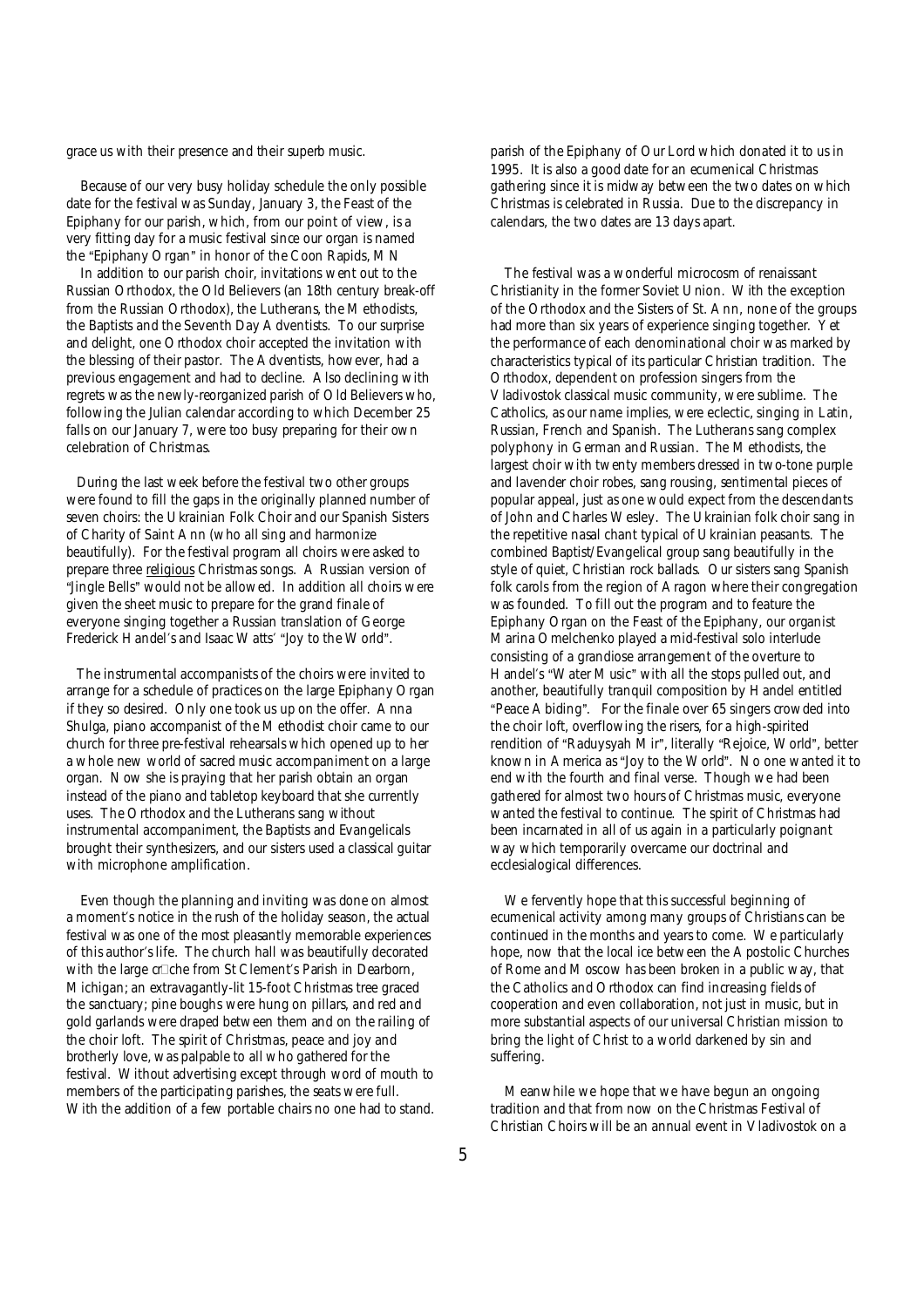grace us with their presence and their superb music.

Because of our very busy holiday schedule the only possible date for the festival was Sunday, January 3, the Feast of the Epiphany for our parish, which, from our point of view, is a very fitting day for a music festival since our organ is named the "Epiphany Organ" in honor of the Coon Rapids, MN parish of the Epiphany of Our Lord which donated it to us in 1995. It is also a good date for an ecumenical Christmas gathering since it is midway between the two dates on which Christmas is celebrated in Russia. Due to the discrepancy in calendars, the two dates are 13 days apart.

In addition to our parish choir, invitations went out to the Russian Orthodox, the Old Believers (an 18th century break-off from the Russian Orthodox), the Lutherans, the Methodists, the Baptists and the Seventh Day Adventists. To our surprise and delight, one Orthodox choir accepted the invitation with the blessing of their pastor. The Adventists, however, had a previous engagement and had to decline. Also declining with regrets was the newly-reorganized parish of Old Believers who, following the Julian calendar according to which December 25 falls on our January 7, were too busy preparing for their own celebration of Christmas.

During the last week before the festival two other groups were found to fill the gaps in the originally planned number of seven choirs: the Ukrainian Folk Choir and our Spanish Sisters of Charity of Saint Ann (who all sing and harmonize beautifully). For the festival program all choirs were asked to prepare three religious Christmas songs. A Russian version of "Jingle Bells" would not be allowed. In addition all choirs were given the sheet music to prepare for the grand finale of everyone singing together a Russian translation of George Frederick Handel's and Isaac Watts' "Joy to the World".

The instrumental accompanists of the choirs were invited to arrange for a schedule of practices on the large Epiphany Organ if they so desired. Only one took us up on the offer. Anna Shulga, piano accompanist of the Methodist choir came to our church for three pre-festival rehearsals which opened up to her a whole new world of sacred music accompaniment on a large organ. Now she is praying that her parish obtain an organ instead of the piano and tabletop keyboard that she currently uses. The Orthodox and the Lutherans sang without instrumental accompaniment, the Baptists and Evangelicals brought their synthesizers, and our sisters used a classical guitar with microphone amplification.

Even though the planning and inviting was done on almost a moment's notice in the rush of the holiday season, the actual festival was one of the most pleasantly memorable experiences of this author's life. The church hall was beautifully decorated with the large crèche from St Clement's Parish in Dearborn, Michigan; an extravagantly-lit 15-foot Christmas tree graced the sanctuary; pine boughs were hung on pillars, and red and gold garlands were draped between them and on the railing of the choir loft. The spirit of Christmas, peace and joy and brotherly love, was palpable to all who gathered for the festival. Without advertising except through word of mouth to members of the participating parishes, the seats were full. With the addition of a few portable chairs no one had to stand.

The festival was a wonderful microcosm of renaissant Christianity in the former Soviet Union. With the exception of the Orthodox and the Sisters of St. Ann, none of the groups had more than six years of experience singing together. Yet the performance of each denominational choir was marked by characteristics typical of its particular Christian tradition. The Orthodox, dependent on profession singers from the Vladivostok classical music community, were sublime. The Catholics, as our name implies, were eclectic, singing in Latin, Russian, French and Spanish. The Lutherans sang complex polyphony in German and Russian. The Methodists, the largest choir with twenty members dressed in two-tone purple and lavender choir robes, sang rousing, sentimental pieces of popular appeal, just as one would expect from the descendants of John and Charles Wesley. The Ukrainian folk choir sang in the repetitive nasal chant typical of Ukrainian peasants. The combined Baptist/Evangelical group sang beautifully in the style of quiet, Christian rock ballads. Our sisters sang Spanish folk carols from the region of Aragon where their congregation was founded. To fill out the program and to feature the Epiphany Organ on the Feast of the Epiphany, our organist Marina Omelchenko played a mid-festival solo interlude consisting of a grandiose arrangement of the overture to Handel's "Water Music" with all the stops pulled out, and another, beautifully tranquil composition by Handel entitled "Peace Abiding". For the finale over 65 singers crowded into the choir loft, overflowing the risers, for a high-spirited rendition of "Raduysyah Mir", literally "Rejoice, World", better known in America as "Joy to the World". No one wanted it to end with the fourth and final verse. Though we had been gathered for almost two hours of Christmas music, everyone wanted the festival to continue. The spirit of Christmas had been incarnated in all of us again in a particularly poignant way which temporarily overcame our doctrinal and ecclesialogical differences.

We fervently hope that this successful beginning of ecumenical activity among many groups of Christians can be continued in the months and years to come. We particularly hope, now that the local ice between the Apostolic Churches of Rome and Moscow has been broken in a public way, that the Catholics and Orthodox can find increasing fields of cooperation and even collaboration, not just in music, but in more substantial aspects of our universal Christian mission to bring the light of Christ to a world darkened by sin and suffering.

Meanwhile we hope that we have begun an ongoing tradition and that from now on the Christmas Festival of Christian Choirs will be an annual event in Vladivostok on a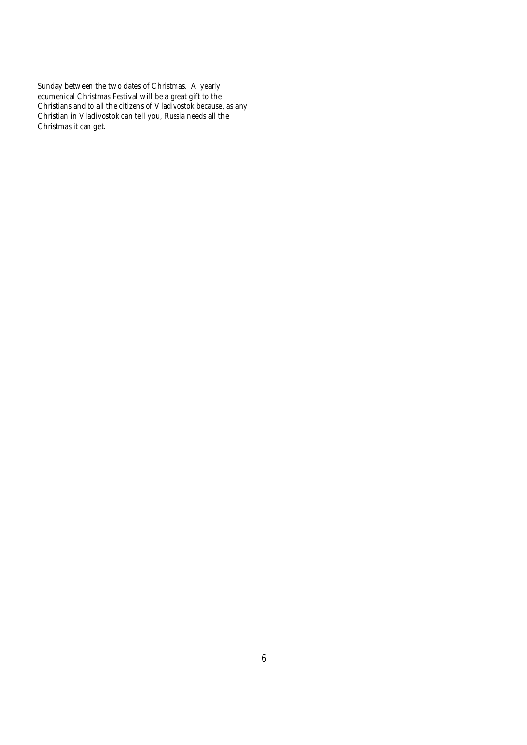Sunday between the two dates of Christmas. A yearly ecumenical Christmas Festival will be a great gift to the Christians and to all the citizens of Vladivostok because, as any Christian in Vladivostok can tell you, Russia needs all the Christmas it can get.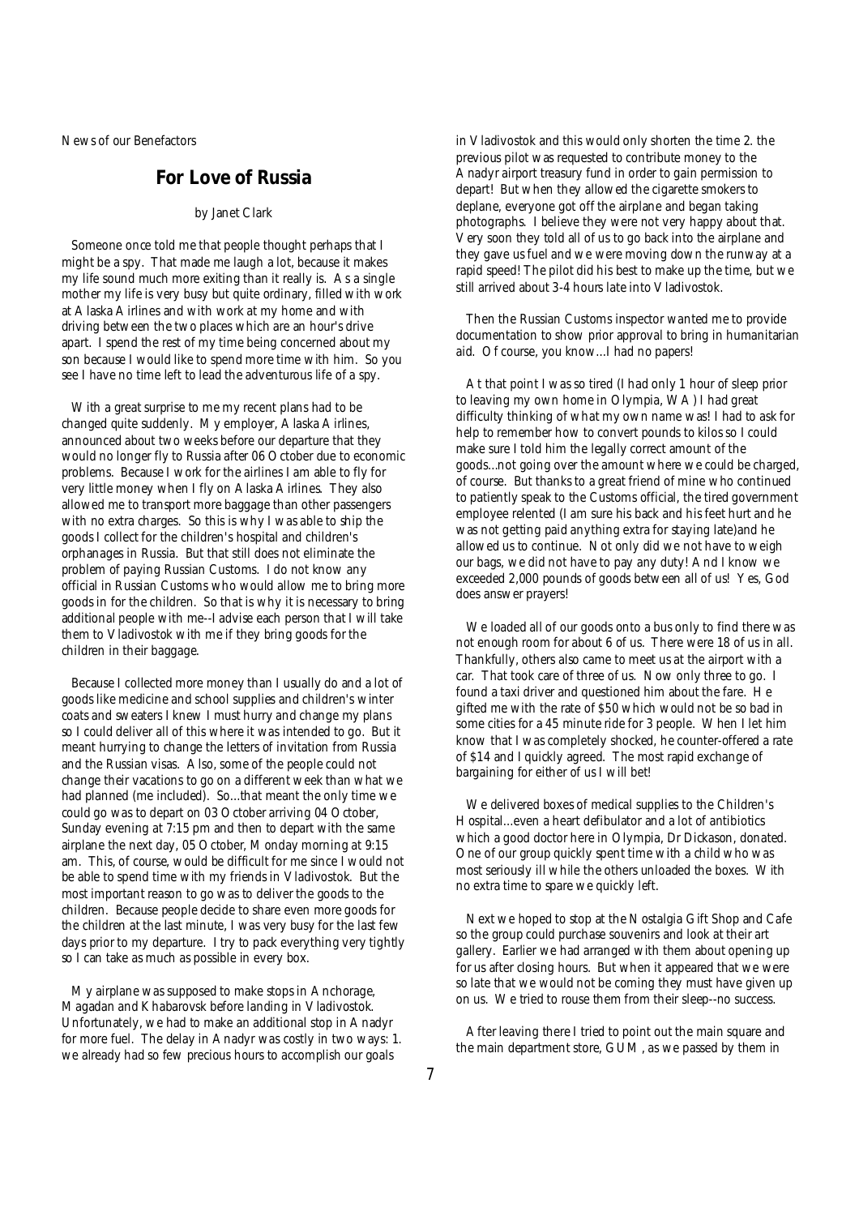News of our Benefactors

## For Love of Russia

by Janet Clark

Someone once told me that people thought perhaps that I might be a spy. That made me laugh a lot, because it makes my life sound much more exiting than it really is. As a single mother my life is very busy but quite ordinary, filled with work at Alaska Airlines and with work at my home and with driving between the two places which are an hour's drive apart. I spend the rest of my time being concerned about my son because I would like to spend more time with him. So you see I have no time left to lead the adventurous life of a spy.

With a great surprise to me my recent plans had to be changed quite suddenly. My employer, Alaska Airlines, announced about two weeks before our departure that they would no longer fly to Russia after 06 October due to economic problems. Because I work for the airlines I am able to fly for very little money when I fly on Alaska Airlines. They also allowed me to transport more baggage than other passengers with no extra charges. So this is why I was able to ship the goods I collect for the children's hospital and children's orphanages in Russia. But that still does not eliminate the problem of paying Russian Customs. I do not know any official in Russian Customs who would allow me to bring more goods in for the children. So that is why it is necessary to bring additional people with me--I advise each person that I will take them to Vladivostok with me if they bring goods for the children in their baggage.

Because I collected more money than I usually do and a lot of goods like medicine and school supplies and children's winter coats and sweaters I knew I must hurry and change my plans so I could deliver all of this where it was intended to go. But it meant hurrying to change the letters of invitation from Russia and the Russian visas. Also, some of the people could not change their vacations to go on a different week than what we had planned (me included). So...that meant the only time we could go was to depart on 03 October arriving 04 October, Sunday evening at 7:15 pm and then to depart with the same airplane the next day, 05 October, Monday morning at 9:15 am. This, of course, would be difficult for me since I would not be able to spend time with my friends in Vladivostok. But the most important reason to go was to deliver the goods to the children. Because people decide to share even more goods for the children at the last minute, I was very busy for the last few days prior to my departure. I try to pack everything very tightly so I can take as much as possible in every box.

My airplane was supposed to make stops in Anchorage, Magadan and Khabarovsk before landing in Vladivostok. Unfortunately, we had to make an additional stop in Anadyr for more fuel. The delay in Anadyr was costly in two ways: 1. we already had so few precious hours to accomplish our goals in Vladivostok and this would only shorten the time 2. the previous pilot was requested to contribute money to the Anadyr airport treasury fund in order to gain permission to depart! But when they allowed the cigarette smokers to deplane, everyone got off the airplane and began taking photographs. I believe they were not very happy about that. Very soon they told all of us to go back into the airplane and they gave us fuel and we were moving down the runway at a rapid speed! The pilot did his best to make up the time, but we still arrived about 3-4 hours late into Vladivostok.

Then the Russian Customs inspector wanted me to provide documentation to show prior approval to bring in humanitarian aid. Of course, you know...I had no papers!

At that point I was so tired (I had only 1 hour of sleep prior to leaving my own home in Olympia, WA) I had great difficulty thinking of what my own name was! I had to ask for help to remember how to convert pounds to kilos so I could make sure I told him the legally correct amount of the goods...not going over the amount where we could be charged, of course. But thanks to a great friend of mine who continued to patiently speak to the Customs official, the tired government employee relented (I am sure his back and his feet hurt and he was not getting paid anything extra for staying late)and he allowed us to continue. Not only did we not have to weigh our bags, we did not have to pay any duty! And I know we exceeded 2,000 pounds of goods between all of us! Yes, God does answer prayers!

We loaded all of our goods onto a bus only to find there was not enough room for about 6 of us. There were 18 of us in all. Thankfully, others also came to meet us at the airport with a car. That took care of three of us. Now only three to go. I found a taxi driver and questioned him about the fare. He gifted me with the rate of $50 which would not be so bad in some cities for a 45 minute ride for 3 people. When I let him know that I was completely shocked, he counter-offered a rate of $14 and I quickly agreed. The most rapid exchange of bargaining for either of us I will bet!

We delivered boxes of medical supplies to the Children's Hospital...even a heart defibulator and a lot of antibiotics which a good doctor here in Olympia, Dr Dickason, donated. One of our group quickly spent time with a child who was most seriously ill while the others unloaded the boxes. With no extra time to spare we quickly left.

Next we hoped to stop at the Nostalgia Gift Shop and Cafe so the group could purchase souvenirs and look at their art gallery. Earlier we had arranged with them about opening up for us after closing hours. But when it appeared that we were so late that we would not be coming they must have given up on us. We tried to rouse them from their sleep--no success.

After leaving there I tried to point out the main square and the main department store, GUM, as we passed by them in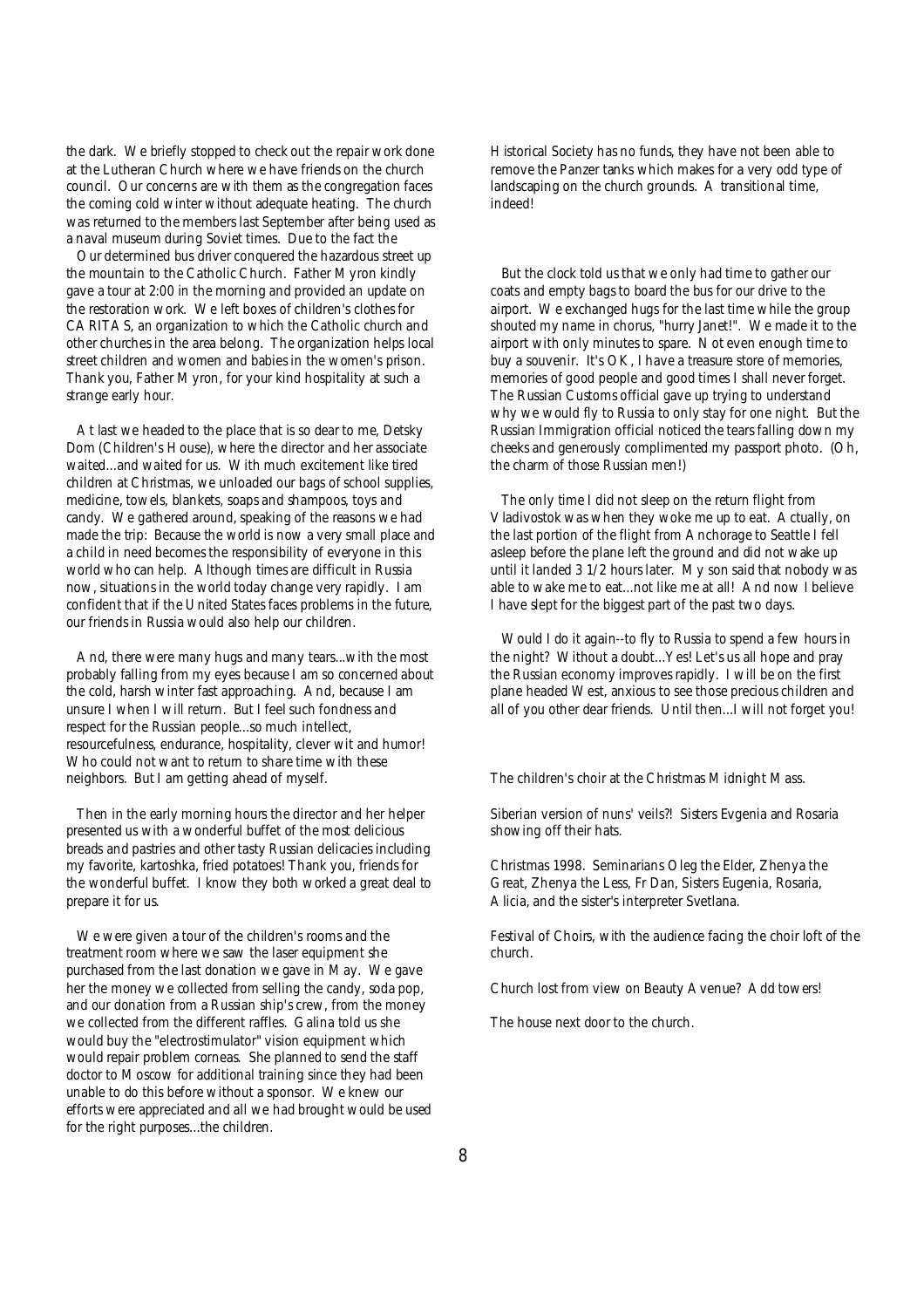the dark. We briefly stopped to check out the repair work done at the Lutheran Church where we have friends on the church council. Our concerns are with them as the congregation faces the coming cold winter without adequate heating. The church was returned to the members last September after being used as a naval museum during Soviet times. Due to the fact the Historical Society has no funds, they have not been able to remove the Panzer tanks which makes for a very odd type of landscaping on the church grounds. A transitional time, indeed!

Our determined bus driver conquered the hazardous street up the mountain to the Catholic Church. Father Myron kindly gave a tour at 2:00 in the morning and provided an update on the restoration work. We left boxes of children's clothes for CARITAS, an organization to which the Catholic church and other churches in the area belong. The organization helps local street children and women and babies in the women's prison. Thank you, Father Myron, for your kind hospitality at such a strange early hour.

At last we headed to the place that is so dear to me, Detsky Dom (Children's House), where the director and her associate waited...and waited for us. With much excitement like tired children at Christmas, we unloaded our bags of school supplies, medicine, towels, blankets, soaps and shampoos, toys and candy. We gathered around, speaking of the reasons we had made the trip: Because the world is now a very small place and a child in need becomes the responsibility of everyone in this world who can help. Although times are difficult in Russia now, situations in the world today change very rapidly. I am confident that if the United States faces problems in the future, our friends in Russia would also help our children.

And, there were many hugs and many tears...with the most probably falling from my eyes because I am so concerned about the cold, harsh winter fast approaching. And, because I am unsure I when I will return. But I feel such fondness and respect for the Russian people...so much intellect, resourcefulness, endurance, hospitality, clever wit and humor! Who could not want to return to share time with these neighbors. But I am getting ahead of myself.

Then in the early morning hours the director and her helper presented us with a wonderful buffet of the most delicious breads and pastries and other tasty Russian delicacies including my favorite, kartoshka, fried potatoes! Thank you, friends for the wonderful buffet. I know they both worked a great deal to prepare it for us.

We were given a tour of the children's rooms and the treatment room where we saw the laser equipment she purchased from the last donation we gave in May. We gave her the money we collected from selling the candy, soda pop, and our donation from a Russian ship's crew, from the money we collected from the different raffles. Galina told us she would buy the "electrostimulator" vision equipment which would repair problem corneas. She planned to send the staff doctor to Moscow for additional training since they had been unable to do this before without a sponsor. We knew our efforts were appreciated and all we had brought would be used for the right purposes...the children.

But the clock told us that we only had time to gather our coats and empty bags to board the bus for our drive to the airport. We exchanged hugs for the last time while the group shouted my name in chorus, "hurry Janet!". We made it to the airport with only minutes to spare. Not even enough time to buy a souvenir. It's OK, I have a treasure store of memories, memories of good people and good times I shall never forget. The Russian Customs official gave up trying to understand why we would fly to Russia to only stay for one night. But the Russian Immigration official noticed the tears falling down my cheeks and generously complimented my passport photo. (Oh, the charm of those Russian men!)

The only time I did not sleep on the return flight from Vladivostok was when they woke me up to eat. Actually, on the last portion of the flight from Anchorage to Seattle I fell asleep before the plane left the ground and did not wake up until it landed 3 1/2 hours later. My son said that nobody was able to wake me to eat...not like me at all! And now I believe I have slept for the biggest part of the past two days.

Would I do it again--to fly to Russia to spend a few hours in the night? Without a doubt...Yes! Let's us all hope and pray the Russian economy improves rapidly. I will be on the first plane headed West, anxious to see those precious children and all of you other dear friends. Until then...I will not forget you!

The children's choir at the Christmas Midnight Mass.

Siberian version of nuns' veils?! Sisters Evgenia and Rosaria showing off their hats.

Christmas 1998. Seminarians Oleg the Elder, Zhenya the Great, Zhenya the Less, Fr Dan, Sisters Eugenia, Rosaria, Alicia, and the sister's interpreter Svetlana.

Festival of Choirs, with the audience facing the choir loft of the church.

Church lost from view on Beauty Avenue? Add towers!

The house next door to the church.